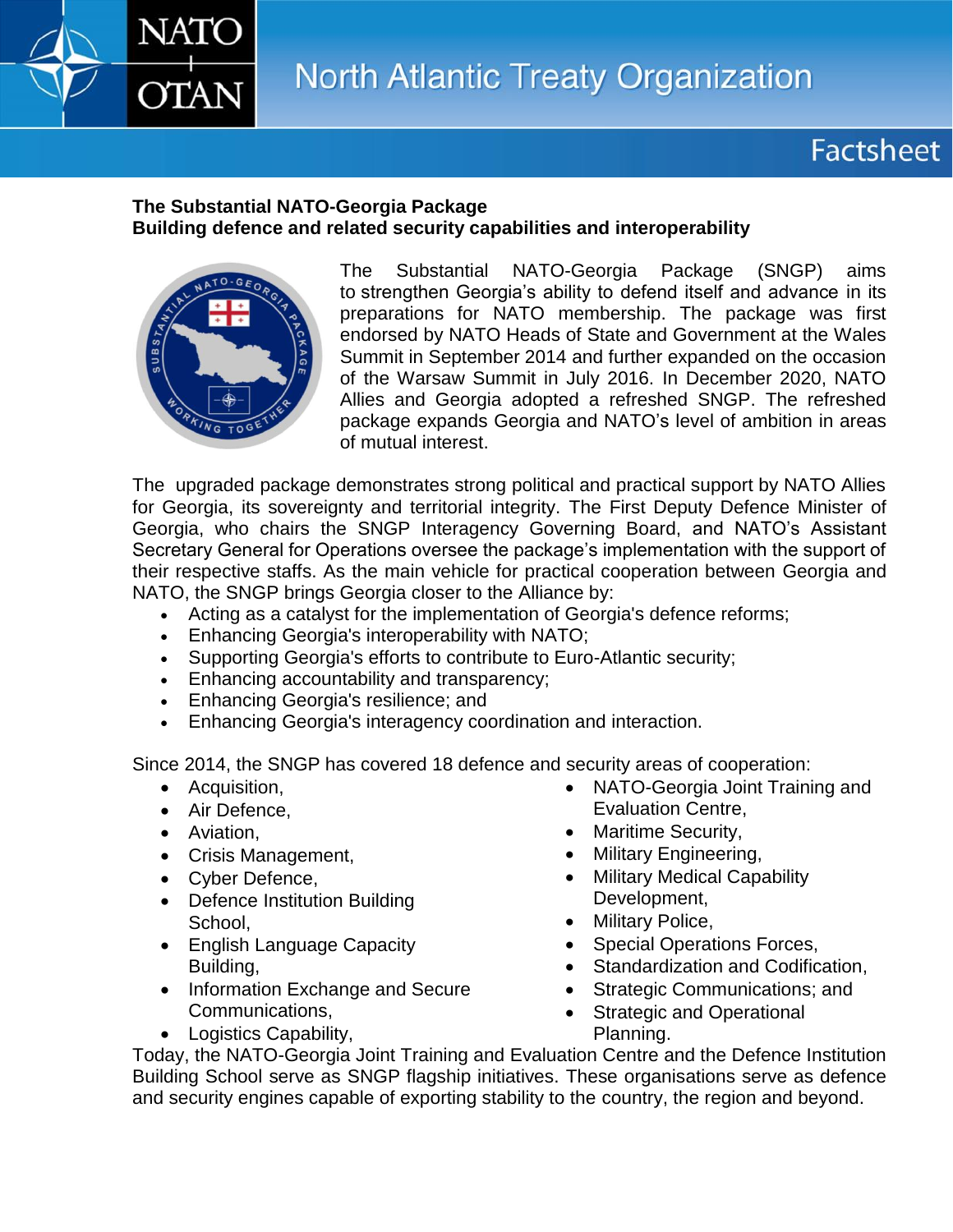**The Substantial NATO-Georgia Package**
**Building defence and related security capabilities and interoperability**

The Substantial NATO-Georgia Package (SNGP) aims to strengthen Georgia's ability to defend itself and advance in its preparations for NATO membership. The package was first endorsed by NATO Heads of State and Government at the Wales Summit in September 2014 and further expanded on the occasion of the Warsaw Summit in July 2016. In December 2020, NATO Allies and Georgia adopted a refreshed SNGP. The refreshed package expands Georgia and NATO's level of ambition in areas of mutual interest.

The upgraded package demonstrates strong political and practical support by NATO Allies for Georgia, its sovereignty and territorial integrity. The First Deputy Defence Minister of Georgia, who chairs the SNGP Interagency Governing Board, and NATO's Assistant Secretary General for Operations oversee the package's implementation with the support of their respective staffs. As the main vehicle for practical cooperation between Georgia and NATO, the SNGP brings Georgia closer to the Alliance by:

- Acting as a catalyst for the implementation of Georgia's defence reforms;
- Enhancing Georgia's interoperability with NATO;
- Supporting Georgia's efforts to contribute to Euro-Atlantic security;
- Enhancing accountability and transparency;
- Enhancing Georgia's resilience; and
- Enhancing Georgia's interagency coordination and interaction.

Since 2014, the SNGP has covered 18 defence and security areas of cooperation:

- Acquisition,
- Air Defence,
- Aviation,
- Crisis Management,
- Cyber Defence,
- Defence Institution Building School,
- English Language Capacity Building,
- Information Exchange and Secure Communications,
- Logistics Capability,
- NATO-Georgia Joint Training and Evaluation Centre,
- Maritime Security,
- Military Engineering,
- Military Medical Capability Development,
- Military Police,
- Special Operations Forces,
- Standardization and Codification,
- Strategic Communications; and
- Strategic and Operational Planning.

Today, the NATO-Georgia Joint Training and Evaluation Centre and the Defence Institution Building School serve as SNGP flagship initiatives. These organisations serve as defence and security engines capable of exporting stability to the country, the region and beyond.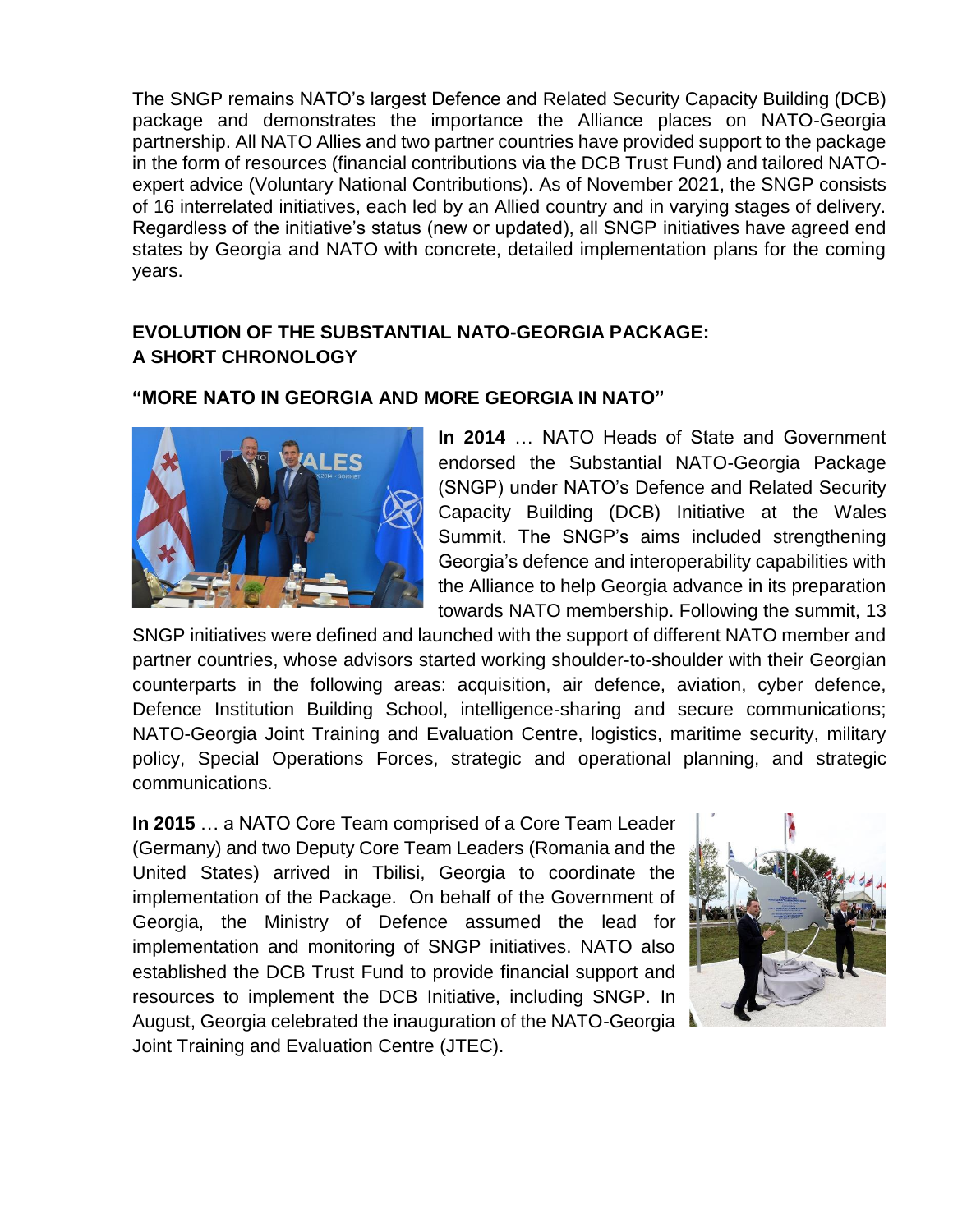The SNGP remains NATO's largest Defence and Related Security Capacity Building (DCB) package and demonstrates the importance the Alliance places on NATO-Georgia partnership. All NATO Allies and two partner countries have provided support to the package in the form of resources (financial contributions via the DCB Trust Fund) and tailored NATO-expert advice (Voluntary National Contributions). As of November 2021, the SNGP consists of 16 interrelated initiatives, each led by an Allied country and in varying stages of delivery. Regardless of the initiative's status (new or updated), all SNGP initiatives have agreed end states by Georgia and NATO with concrete, detailed implementation plans for the coming years.

## EVOLUTION OF THE SUBSTANTIAL NATO-GEORGIA PACKAGE: A SHORT CHRONOLOGY

### "MORE NATO IN GEORGIA AND MORE GEORGIA IN NATO"

**In 2014** … NATO Heads of State and Government endorsed the Substantial NATO-Georgia Package (SNGP) under NATO's Defence and Related Security Capacity Building (DCB) Initiative at the Wales Summit. The SNGP's aims included strengthening Georgia's defence and interoperability capabilities with the Alliance to help Georgia advance in its preparation towards NATO membership. Following the summit, 13 SNGP initiatives were defined and launched with the support of different NATO member and partner countries, whose advisors started working shoulder-to-shoulder with their Georgian counterparts in the following areas: acquisition, air defence, aviation, cyber defence, Defence Institution Building School, intelligence-sharing and secure communications; NATO-Georgia Joint Training and Evaluation Centre, logistics, maritime security, military policy, Special Operations Forces, strategic and operational planning, and strategic communications.

**In 2015** … a NATO Core Team comprised of a Core Team Leader (Germany) and two Deputy Core Team Leaders (Romania and the United States) arrived in Tbilisi, Georgia to coordinate the implementation of the Package. On behalf of the Government of Georgia, the Ministry of Defence assumed the lead for implementation and monitoring of SNGP initiatives. NATO also established the DCB Trust Fund to provide financial support and resources to implement the DCB Initiative, including SNGP. In August, Georgia celebrated the inauguration of the NATO-Georgia Joint Training and Evaluation Centre (JTEC).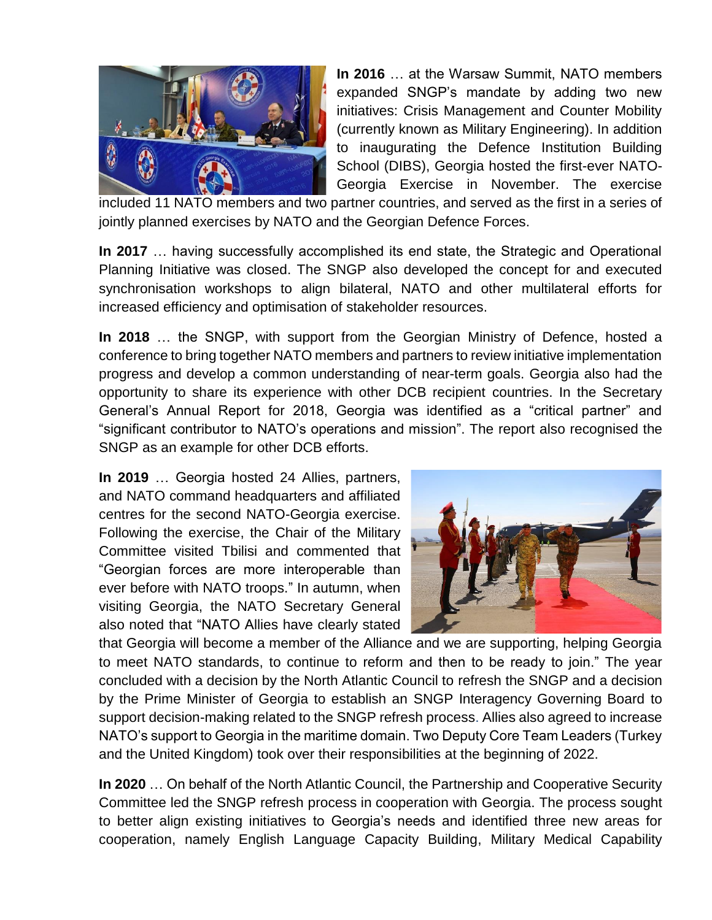**In 2016** … at the Warsaw Summit, NATO members expanded SNGP's mandate by adding two new initiatives: Crisis Management and Counter Mobility (currently known as Military Engineering). In addition to inaugurating the Defence Institution Building School (DIBS), Georgia hosted the first-ever NATO-Georgia Exercise in November. The exercise included 11 NATO members and two partner countries, and served as the first in a series of jointly planned exercises by NATO and the Georgian Defence Forces.

**In 2017** … having successfully accomplished its end state, the Strategic and Operational Planning Initiative was closed. The SNGP also developed the concept for and executed synchronisation workshops to align bilateral, NATO and other multilateral efforts for increased efficiency and optimisation of stakeholder resources.

**In 2018** … the SNGP, with support from the Georgian Ministry of Defence, hosted a conference to bring together NATO members and partners to review initiative implementation progress and develop a common understanding of near-term goals. Georgia also had the opportunity to share its experience with other DCB recipient countries. In the Secretary General's Annual Report for 2018, Georgia was identified as a "critical partner" and "significant contributor to NATO's operations and mission". The report also recognised the SNGP as an example for other DCB efforts.

**In 2019** … Georgia hosted 24 Allies, partners, and NATO command headquarters and affiliated centres for the second NATO-Georgia exercise. Following the exercise, the Chair of the Military Committee visited Tbilisi and commented that "Georgian forces are more interoperable than ever before with NATO troops." In autumn, when visiting Georgia, the NATO Secretary General also noted that "NATO Allies have clearly stated that Georgia will become a member of the Alliance and we are supporting, helping Georgia to meet NATO standards, to continue to reform and then to be ready to join." The year concluded with a decision by the North Atlantic Council to refresh the SNGP and a decision by the Prime Minister of Georgia to establish an SNGP Interagency Governing Board to support decision-making related to the SNGP refresh process. Allies also agreed to increase NATO's support to Georgia in the maritime domain. Two Deputy Core Team Leaders (Turkey and the United Kingdom) took over their responsibilities at the beginning of 2022.

**In 2020** … On behalf of the North Atlantic Council, the Partnership and Cooperative Security Committee led the SNGP refresh process in cooperation with Georgia. The process sought to better align existing initiatives to Georgia's needs and identified three new areas for cooperation, namely English Language Capacity Building, Military Medical Capability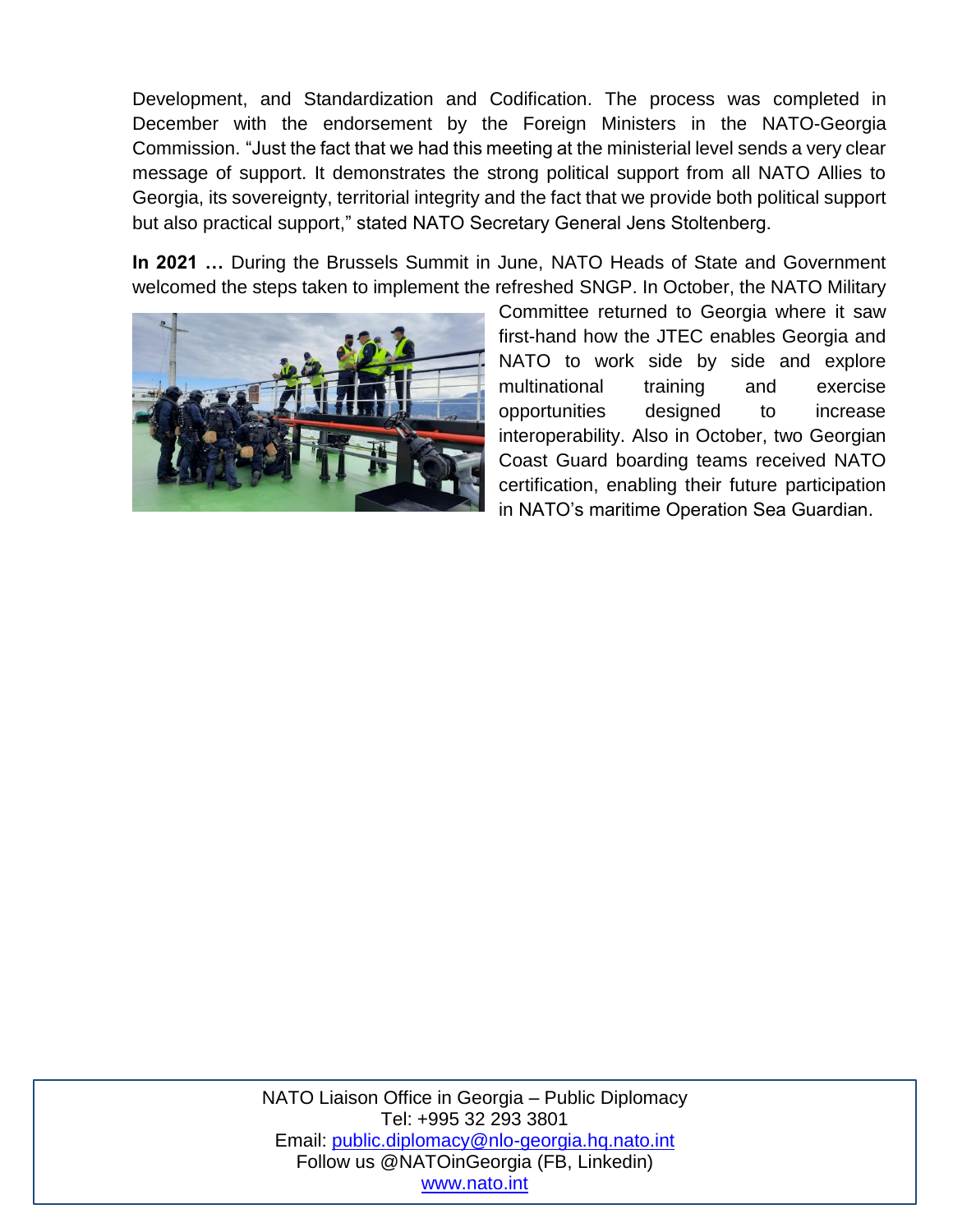Development, and Standardization and Codification. The process was completed in December with the endorsement by the Foreign Ministers in the NATO-Georgia Commission. "Just the fact that we had this meeting at the ministerial level sends a very clear message of support. It demonstrates the strong political support from all NATO Allies to Georgia, its sovereignty, territorial integrity and the fact that we provide both political support but also practical support," stated NATO Secretary General Jens Stoltenberg.

**In 2021 …** During the Brussels Summit in June, NATO Heads of State and Government welcomed the steps taken to implement the refreshed SNGP. In October, the NATO Military Committee returned to Georgia where it saw first-hand how the JTEC enables Georgia and NATO to work side by side and explore multinational training and exercise opportunities designed to increase interoperability. Also in October, two Georgian Coast Guard boarding teams received NATO certification, enabling their future participation in NATO's maritime Operation Sea Guardian.

NATO Liaison Office in Georgia – Public Diplomacy
Tel: +995 32 293 3801
Email: public.diplomacy@nlo-georgia.hq.nato.int
Follow us @NATOinGeorgia (FB, Linkedin)
www.nato.int